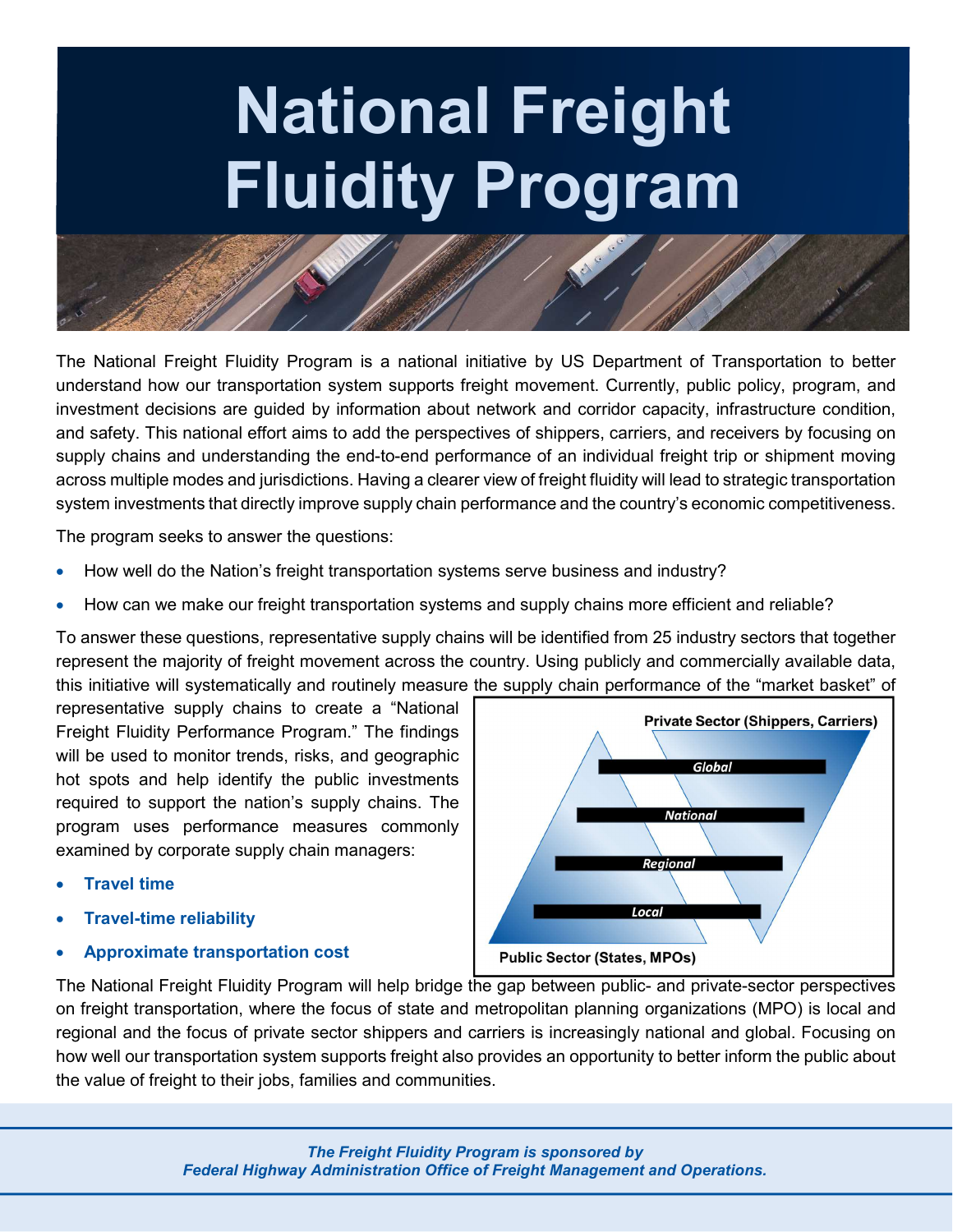# National Freight Fluidity Program

The National Freight Fluidity Program is a national initiative by US Department of Transportation to better understand how our transportation system supports freight movement. Currently, public policy, program, and investment decisions are guided by information about network and corridor capacity, infrastructure condition, and safety. This national effort aims to add the perspectives of shippers, carriers, and receivers by focusing on supply chains and understanding the end-to-end performance of an individual freight trip or shipment moving across multiple modes and jurisdictions. Having a clearer view of freight fluidity will lead to strategic transportation system investments that directly improve supply chain performance and the country's economic competitiveness.

The program seeks to answer the questions:

- How well do the Nation's freight transportation systems serve business and industry?
- How can we make our freight transportation systems and supply chains more efficient and reliable?

To answer these questions, representative supply chains will be identified from 25 industry sectors that together represent the majority of freight movement across the country. Using publicly and commercially available data, this initiative will systematically and routinely measure the supply chain performance of the "market basket" of representative supply chains to create a "National Freight Fluidity Performance Program." The findings will be used to monitor trends, risks, and geographic hot spots and help identify the public investments required to support the nation's supply chains. The program uses performance measures commonly examined by corporate supply chain managers:

- **Travel time**
- **Travel-time reliability**
- **Approximate transportation cost**

**Private Sector (Shippers, Carriers)**

*Global*

*National*

*Regional*

*Local*

**Public Sector (States, MPOs)**

The National Freight Fluidity Program will help bridge the gap between public- and private-sector perspectives on freight transportation, where the focus of state and metropolitan planning organizations (MPO) is local and regional and the focus of private sector shippers and carriers is increasingly national and global. Focusing on how well our transportation system supports freight also provides an opportunity to better inform the public about the value of freight to their jobs, families and communities.

***The Freight Fluidity Program is sponsored by Federal Highway Administration Office of Freight Management and Operations.***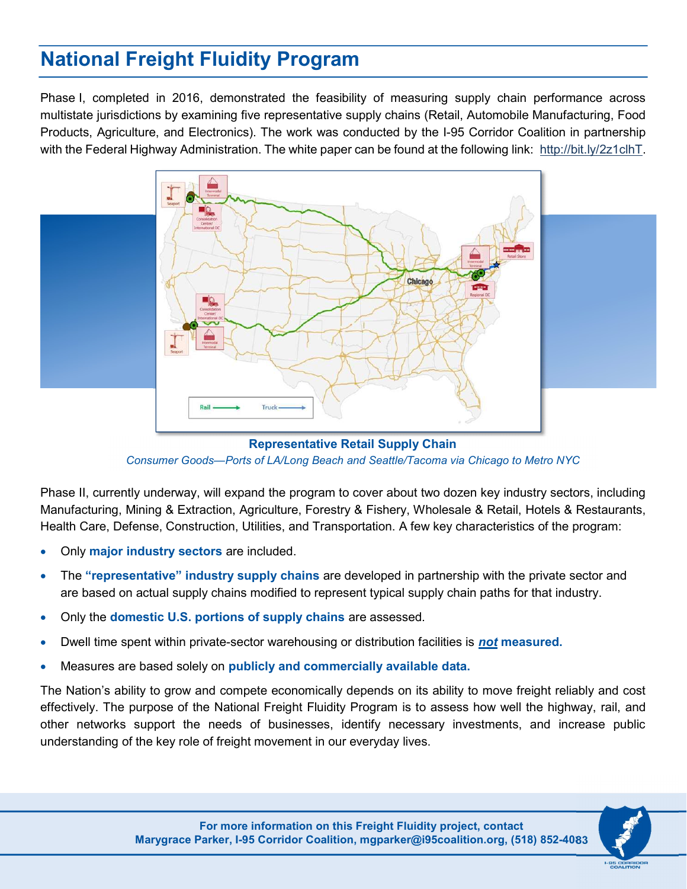# National Freight Fluidity Program

Phase I, completed in 2016, demonstrated the feasibility of measuring supply chain performance across multistate jurisdictions by examining five representative supply chains (Retail, Automobile Manufacturing, Food Products, Agriculture, and Electronics). The work was conducted by the I-95 Corridor Coalition in partnership with the Federal Highway Administration. The white paper can be found at the following link: http://bit.ly/2z1clhT.

Seaport
Intermodal Terminal
Consolidation Center/ International DC
Chicago
Intermodal Terminal
Retail Store
Regional DC
Consolidation Center/ International DC
Intermodal Terminal
Seaport
Rail
Truck

**Representative Retail Supply Chain**

*Consumer Goods—Ports of LA/Long Beach and Seattle/Tacoma via Chicago to Metro NYC*

Phase II, currently underway, will expand the program to cover about two dozen key industry sectors, including Manufacturing, Mining & Extraction, Agriculture, Forestry & Fishery, Wholesale & Retail, Hotels & Restaurants, Health Care, Defense, Construction, Utilities, and Transportation. A few key characteristics of the program:

- Only **major industry sectors** are included.
- The **"representative" industry supply chains** are developed in partnership with the private sector and are based on actual supply chains modified to represent typical supply chain paths for that industry.
- Only the **domestic U.S. portions of supply chains** are assessed.
- Dwell time spent within private-sector warehousing or distribution facilities is ***not*** **measured.**
- Measures are based solely on **publicly and commercially available data.**

The Nation's ability to grow and compete economically depends on its ability to move freight reliably and cost effectively. The purpose of the National Freight Fluidity Program is to assess how well the highway, rail, and other networks support the needs of businesses, identify necessary investments, and increase public understanding of the key role of freight movement in our everyday lives.

**For more information on this Freight Fluidity project, contact**
**Marygrace Parker, I-95 Corridor Coalition, mgparker@i95coalition.org, (518) 852-4083**

I-95 CORRIDOR COALITION